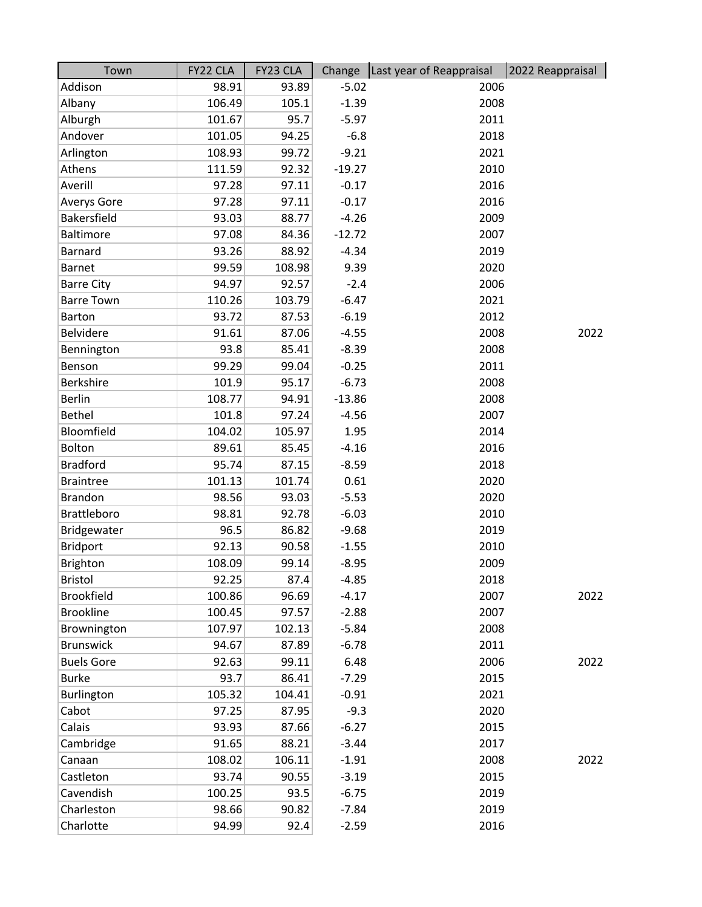| Town | FY22 CLA | FY23 CLA | Change | Last year of Reappraisal | 2022 Reappraisal |
|---|---|---|---|---|---|
| Addison | 98.91 | 93.89 | -5.02 | 2006 | |
| Albany | 106.49 | 105.1 | -1.39 | 2008 | |
| Alburgh | 101.67 | 95.7 | -5.97 | 2011 | |
| Andover | 101.05 | 94.25 | -6.8 | 2018 | |
| Arlington | 108.93 | 99.72 | -9.21 | 2021 | |
| Athens | 111.59 | 92.32 | -19.27 | 2010 | |
| Averill | 97.28 | 97.11 | -0.17 | 2016 | |
| Averys Gore | 97.28 | 97.11 | -0.17 | 2016 | |
| Bakersfield | 93.03 | 88.77 | -4.26 | 2009 | |
| Baltimore | 97.08 | 84.36 | -12.72 | 2007 | |
| Barnard | 93.26 | 88.92 | -4.34 | 2019 | |
| Barnet | 99.59 | 108.98 | 9.39 | 2020 | |
| Barre City | 94.97 | 92.57 | -2.4 | 2006 | |
| Barre Town | 110.26 | 103.79 | -6.47 | 2021 | |
| Barton | 93.72 | 87.53 | -6.19 | 2012 | |
| Belvidere | 91.61 | 87.06 | -4.55 | 2008 | 2022 |
| Bennington | 93.8 | 85.41 | -8.39 | 2008 | |
| Benson | 99.29 | 99.04 | -0.25 | 2011 | |
| Berkshire | 101.9 | 95.17 | -6.73 | 2008 | |
| Berlin | 108.77 | 94.91 | -13.86 | 2008 | |
| Bethel | 101.8 | 97.24 | -4.56 | 2007 | |
| Bloomfield | 104.02 | 105.97 | 1.95 | 2014 | |
| Bolton | 89.61 | 85.45 | -4.16 | 2016 | |
| Bradford | 95.74 | 87.15 | -8.59 | 2018 | |
| Braintree | 101.13 | 101.74 | 0.61 | 2020 | |
| Brandon | 98.56 | 93.03 | -5.53 | 2020 | |
| Brattleboro | 98.81 | 92.78 | -6.03 | 2010 | |
| Bridgewater | 96.5 | 86.82 | -9.68 | 2019 | |
| Bridport | 92.13 | 90.58 | -1.55 | 2010 | |
| Brighton | 108.09 | 99.14 | -8.95 | 2009 | |
| Bristol | 92.25 | 87.4 | -4.85 | 2018 | |
| Brookfield | 100.86 | 96.69 | -4.17 | 2007 | 2022 |
| Brookline | 100.45 | 97.57 | -2.88 | 2007 | |
| Brownington | 107.97 | 102.13 | -5.84 | 2008 | |
| Brunswick | 94.67 | 87.89 | -6.78 | 2011 | |
| Buels Gore | 92.63 | 99.11 | 6.48 | 2006 | 2022 |
| Burke | 93.7 | 86.41 | -7.29 | 2015 | |
| Burlington | 105.32 | 104.41 | -0.91 | 2021 | |
| Cabot | 97.25 | 87.95 | -9.3 | 2020 | |
| Calais | 93.93 | 87.66 | -6.27 | 2015 | |
| Cambridge | 91.65 | 88.21 | -3.44 | 2017 | |
| Canaan | 108.02 | 106.11 | -1.91 | 2008 | 2022 |
| Castleton | 93.74 | 90.55 | -3.19 | 2015 | |
| Cavendish | 100.25 | 93.5 | -6.75 | 2019 | |
| Charleston | 98.66 | 90.82 | -7.84 | 2019 | |
| Charlotte | 94.99 | 92.4 | -2.59 | 2016 | |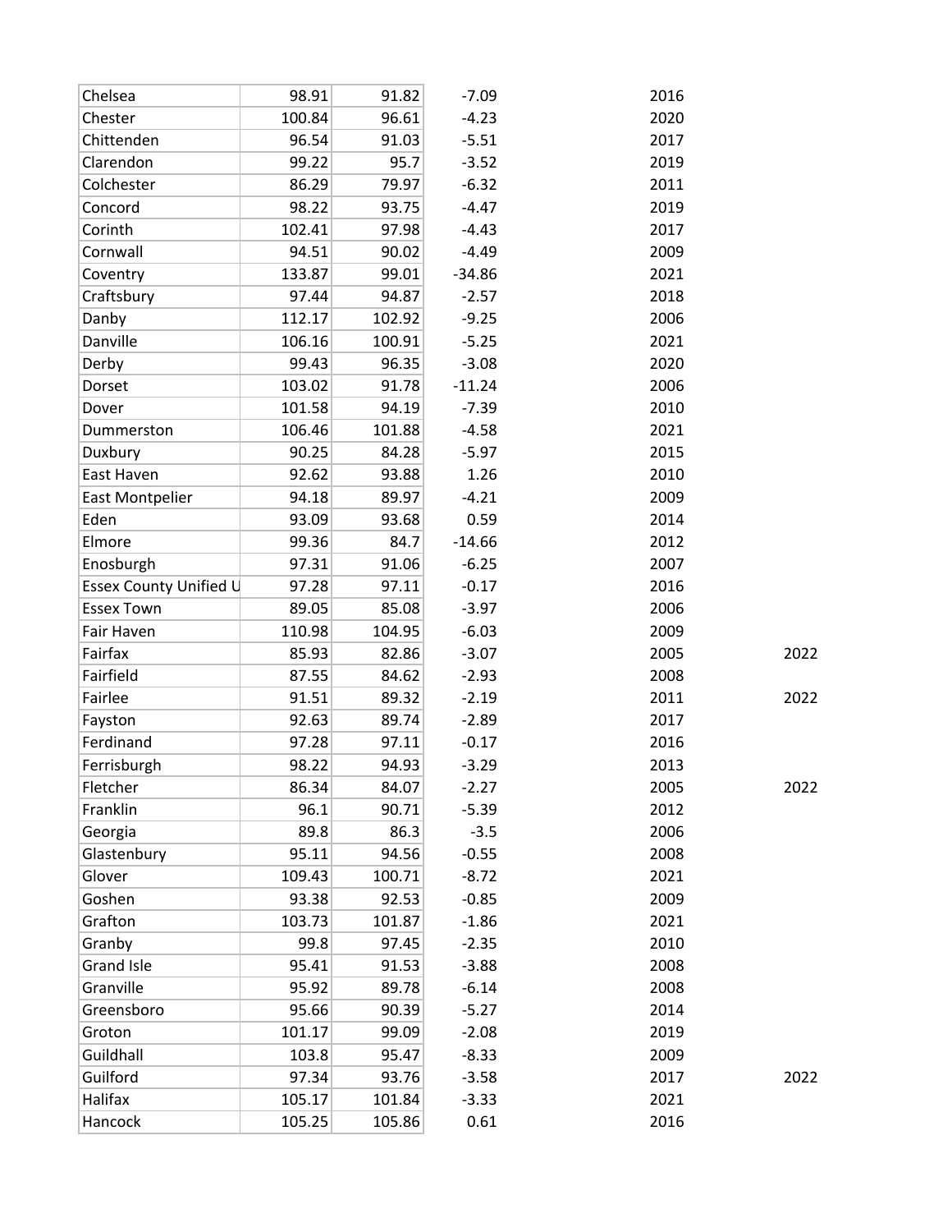| | | | | | |
|---|---|---|---|---|---|
| Chelsea | 98.91 | 91.82 | -7.09 | 2016 | |
| Chester | 100.84 | 96.61 | -4.23 | 2020 | |
| Chittenden | 96.54 | 91.03 | -5.51 | 2017 | |
| Clarendon | 99.22 | 95.7 | -3.52 | 2019 | |
| Colchester | 86.29 | 79.97 | -6.32 | 2011 | |
| Concord | 98.22 | 93.75 | -4.47 | 2019 | |
| Corinth | 102.41 | 97.98 | -4.43 | 2017 | |
| Cornwall | 94.51 | 90.02 | -4.49 | 2009 | |
| Coventry | 133.87 | 99.01 | -34.86 | 2021 | |
| Craftsbury | 97.44 | 94.87 | -2.57 | 2018 | |
| Danby | 112.17 | 102.92 | -9.25 | 2006 | |
| Danville | 106.16 | 100.91 | -5.25 | 2021 | |
| Derby | 99.43 | 96.35 | -3.08 | 2020 | |
| Dorset | 103.02 | 91.78 | -11.24 | 2006 | |
| Dover | 101.58 | 94.19 | -7.39 | 2010 | |
| Dummerston | 106.46 | 101.88 | -4.58 | 2021 | |
| Duxbury | 90.25 | 84.28 | -5.97 | 2015 | |
| East Haven | 92.62 | 93.88 | 1.26 | 2010 | |
| East Montpelier | 94.18 | 89.97 | -4.21 | 2009 | |
| Eden | 93.09 | 93.68 | 0.59 | 2014 | |
| Elmore | 99.36 | 84.7 | -14.66 | 2012 | |
| Enosburgh | 97.31 | 91.06 | -6.25 | 2007 | |
| Essex County Unified U | 97.28 | 97.11 | -0.17 | 2016 | |
| Essex Town | 89.05 | 85.08 | -3.97 | 2006 | |
| Fair Haven | 110.98 | 104.95 | -6.03 | 2009 | |
| Fairfax | 85.93 | 82.86 | -3.07 | 2005 | 2022 |
| Fairfield | 87.55 | 84.62 | -2.93 | 2008 | |
| Fairlee | 91.51 | 89.32 | -2.19 | 2011 | 2022 |
| Fayston | 92.63 | 89.74 | -2.89 | 2017 | |
| Ferdinand | 97.28 | 97.11 | -0.17 | 2016 | |
| Ferrisburgh | 98.22 | 94.93 | -3.29 | 2013 | |
| Fletcher | 86.34 | 84.07 | -2.27 | 2005 | 2022 |
| Franklin | 96.1 | 90.71 | -5.39 | 2012 | |
| Georgia | 89.8 | 86.3 | -3.5 | 2006 | |
| Glastenbury | 95.11 | 94.56 | -0.55 | 2008 | |
| Glover | 109.43 | 100.71 | -8.72 | 2021 | |
| Goshen | 93.38 | 92.53 | -0.85 | 2009 | |
| Grafton | 103.73 | 101.87 | -1.86 | 2021 | |
| Granby | 99.8 | 97.45 | -2.35 | 2010 | |
| Grand Isle | 95.41 | 91.53 | -3.88 | 2008 | |
| Granville | 95.92 | 89.78 | -6.14 | 2008 | |
| Greensboro | 95.66 | 90.39 | -5.27 | 2014 | |
| Groton | 101.17 | 99.09 | -2.08 | 2019 | |
| Guildhall | 103.8 | 95.47 | -8.33 | 2009 | |
| Guilford | 97.34 | 93.76 | -3.58 | 2017 | 2022 |
| Halifax | 105.17 | 101.84 | -3.33 | 2021 | |
| Hancock | 105.25 | 105.86 | 0.61 | 2016 | |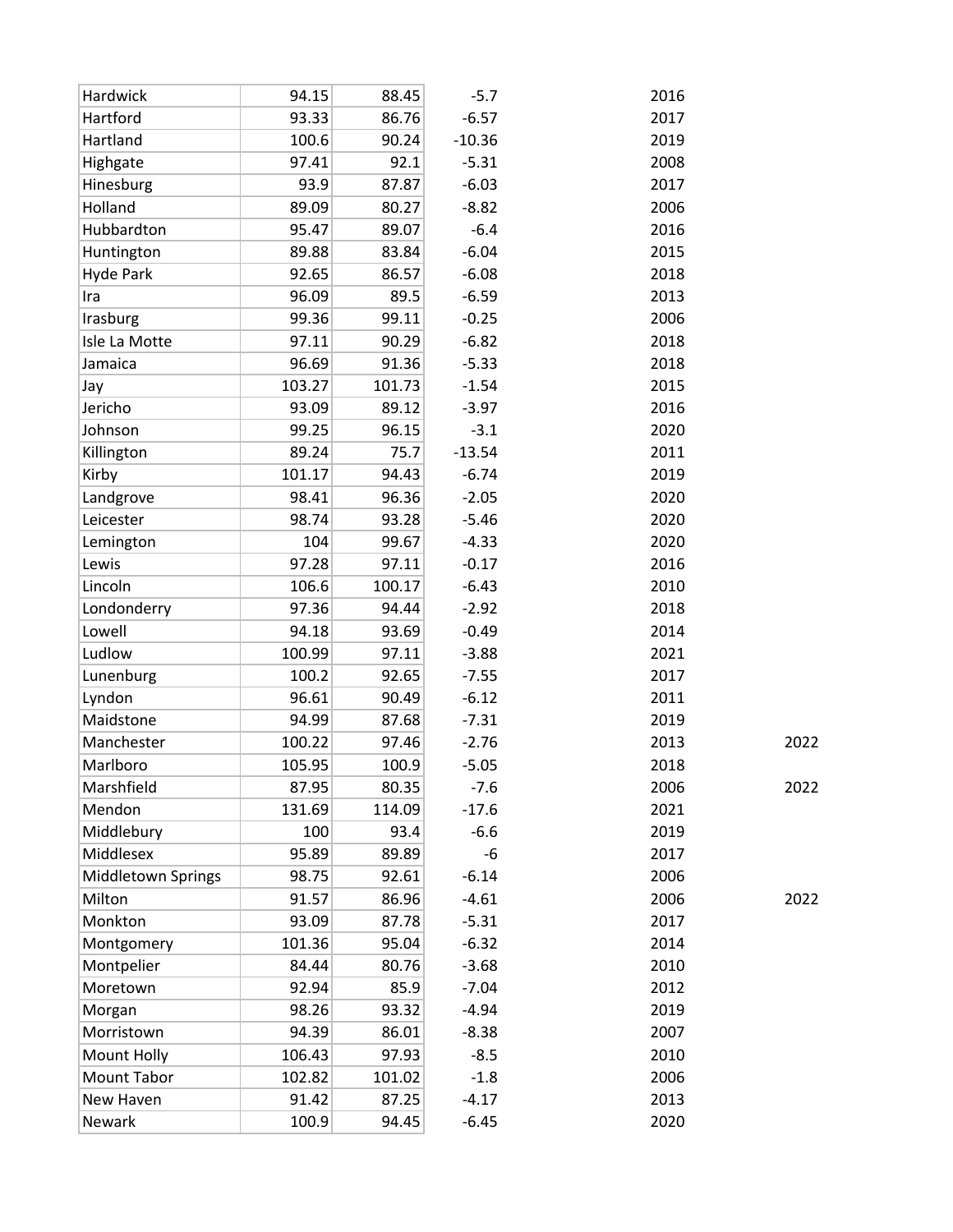| | | | | | |
|---|---|---|---|---|---|
| Hardwick | 94.15 | 88.45 | -5.7 | 2016 | |
| Hartford | 93.33 | 86.76 | -6.57 | 2017 | |
| Hartland | 100.6 | 90.24 | -10.36 | 2019 | |
| Highgate | 97.41 | 92.1 | -5.31 | 2008 | |
| Hinesburg | 93.9 | 87.87 | -6.03 | 2017 | |
| Holland | 89.09 | 80.27 | -8.82 | 2006 | |
| Hubbardton | 95.47 | 89.07 | -6.4 | 2016 | |
| Huntington | 89.88 | 83.84 | -6.04 | 2015 | |
| Hyde Park | 92.65 | 86.57 | -6.08 | 2018 | |
| Ira | 96.09 | 89.5 | -6.59 | 2013 | |
| Irasburg | 99.36 | 99.11 | -0.25 | 2006 | |
| Isle La Motte | 97.11 | 90.29 | -6.82 | 2018 | |
| Jamaica | 96.69 | 91.36 | -5.33 | 2018 | |
| Jay | 103.27 | 101.73 | -1.54 | 2015 | |
| Jericho | 93.09 | 89.12 | -3.97 | 2016 | |
| Johnson | 99.25 | 96.15 | -3.1 | 2020 | |
| Killington | 89.24 | 75.7 | -13.54 | 2011 | |
| Kirby | 101.17 | 94.43 | -6.74 | 2019 | |
| Landgrove | 98.41 | 96.36 | -2.05 | 2020 | |
| Leicester | 98.74 | 93.28 | -5.46 | 2020 | |
| Lemington | 104 | 99.67 | -4.33 | 2020 | |
| Lewis | 97.28 | 97.11 | -0.17 | 2016 | |
| Lincoln | 106.6 | 100.17 | -6.43 | 2010 | |
| Londonderry | 97.36 | 94.44 | -2.92 | 2018 | |
| Lowell | 94.18 | 93.69 | -0.49 | 2014 | |
| Ludlow | 100.99 | 97.11 | -3.88 | 2021 | |
| Lunenburg | 100.2 | 92.65 | -7.55 | 2017 | |
| Lyndon | 96.61 | 90.49 | -6.12 | 2011 | |
| Maidstone | 94.99 | 87.68 | -7.31 | 2019 | |
| Manchester | 100.22 | 97.46 | -2.76 | 2013 | 2022 |
| Marlboro | 105.95 | 100.9 | -5.05 | 2018 | |
| Marshfield | 87.95 | 80.35 | -7.6 | 2006 | 2022 |
| Mendon | 131.69 | 114.09 | -17.6 | 2021 | |
| Middlebury | 100 | 93.4 | -6.6 | 2019 | |
| Middlesex | 95.89 | 89.89 | -6 | 2017 | |
| Middletown Springs | 98.75 | 92.61 | -6.14 | 2006 | |
| Milton | 91.57 | 86.96 | -4.61 | 2006 | 2022 |
| Monkton | 93.09 | 87.78 | -5.31 | 2017 | |
| Montgomery | 101.36 | 95.04 | -6.32 | 2014 | |
| Montpelier | 84.44 | 80.76 | -3.68 | 2010 | |
| Moretown | 92.94 | 85.9 | -7.04 | 2012 | |
| Morgan | 98.26 | 93.32 | -4.94 | 2019 | |
| Morristown | 94.39 | 86.01 | -8.38 | 2007 | |
| Mount Holly | 106.43 | 97.93 | -8.5 | 2010 | |
| Mount Tabor | 102.82 | 101.02 | -1.8 | 2006 | |
| New Haven | 91.42 | 87.25 | -4.17 | 2013 | |
| Newark | 100.9 | 94.45 | -6.45 | 2020 | |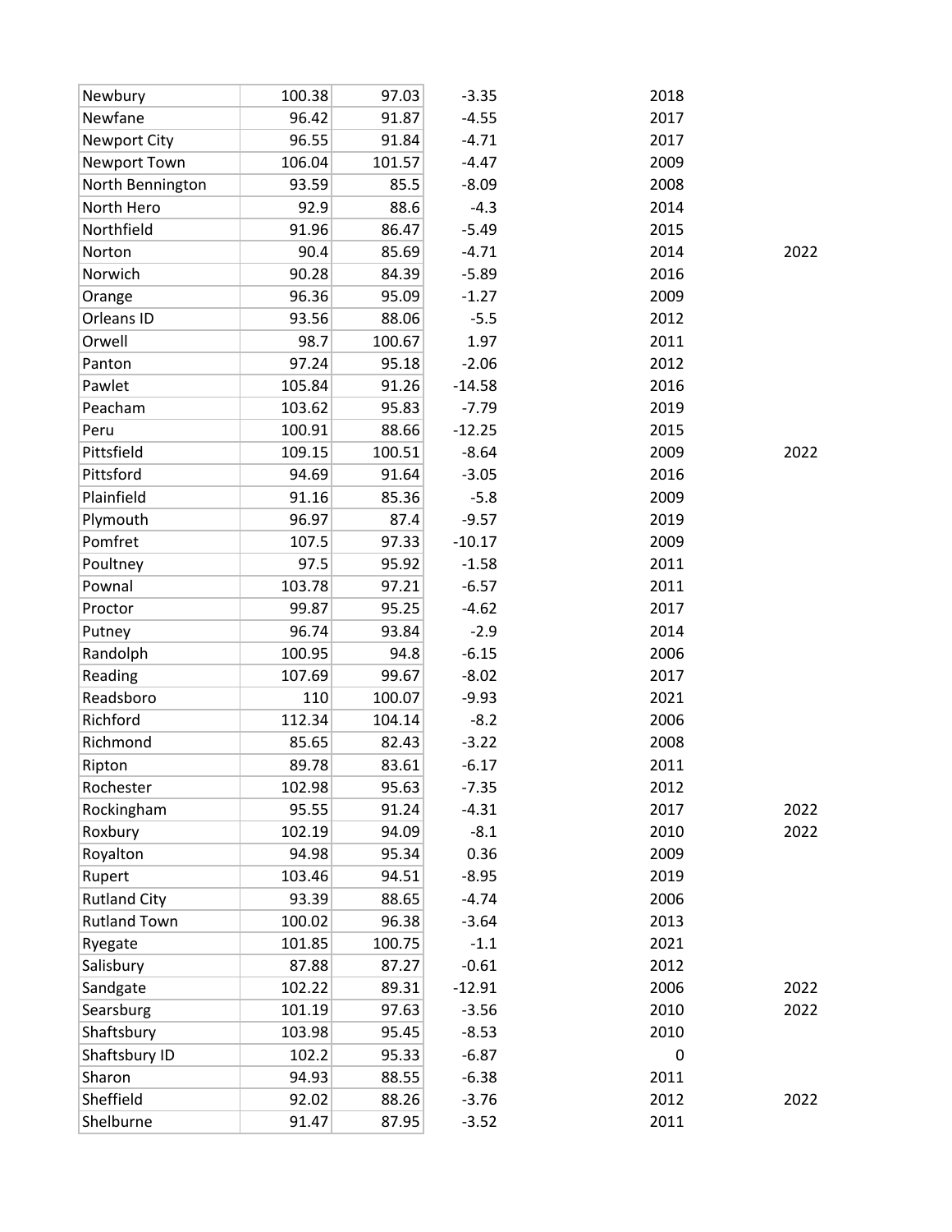| | | | | | |
|---|---|---|---|---|---|
| Newbury | 100.38 | 97.03 | -3.35 | 2018 | |
| Newfane | 96.42 | 91.87 | -4.55 | 2017 | |
| Newport City | 96.55 | 91.84 | -4.71 | 2017 | |
| Newport Town | 106.04 | 101.57 | -4.47 | 2009 | |
| North Bennington | 93.59 | 85.5 | -8.09 | 2008 | |
| North Hero | 92.9 | 88.6 | -4.3 | 2014 | |
| Northfield | 91.96 | 86.47 | -5.49 | 2015 | |
| Norton | 90.4 | 85.69 | -4.71 | 2014 | 2022 |
| Norwich | 90.28 | 84.39 | -5.89 | 2016 | |
| Orange | 96.36 | 95.09 | -1.27 | 2009 | |
| Orleans ID | 93.56 | 88.06 | -5.5 | 2012 | |
| Orwell | 98.7 | 100.67 | 1.97 | 2011 | |
| Panton | 97.24 | 95.18 | -2.06 | 2012 | |
| Pawlet | 105.84 | 91.26 | -14.58 | 2016 | |
| Peacham | 103.62 | 95.83 | -7.79 | 2019 | |
| Peru | 100.91 | 88.66 | -12.25 | 2015 | |
| Pittsfield | 109.15 | 100.51 | -8.64 | 2009 | 2022 |
| Pittsford | 94.69 | 91.64 | -3.05 | 2016 | |
| Plainfield | 91.16 | 85.36 | -5.8 | 2009 | |
| Plymouth | 96.97 | 87.4 | -9.57 | 2019 | |
| Pomfret | 107.5 | 97.33 | -10.17 | 2009 | |
| Poultney | 97.5 | 95.92 | -1.58 | 2011 | |
| Pownal | 103.78 | 97.21 | -6.57 | 2011 | |
| Proctor | 99.87 | 95.25 | -4.62 | 2017 | |
| Putney | 96.74 | 93.84 | -2.9 | 2014 | |
| Randolph | 100.95 | 94.8 | -6.15 | 2006 | |
| Reading | 107.69 | 99.67 | -8.02 | 2017 | |
| Readsboro | 110 | 100.07 | -9.93 | 2021 | |
| Richford | 112.34 | 104.14 | -8.2 | 2006 | |
| Richmond | 85.65 | 82.43 | -3.22 | 2008 | |
| Ripton | 89.78 | 83.61 | -6.17 | 2011 | |
| Rochester | 102.98 | 95.63 | -7.35 | 2012 | |
| Rockingham | 95.55 | 91.24 | -4.31 | 2017 | 2022 |
| Roxbury | 102.19 | 94.09 | -8.1 | 2010 | 2022 |
| Royalton | 94.98 | 95.34 | 0.36 | 2009 | |
| Rupert | 103.46 | 94.51 | -8.95 | 2019 | |
| Rutland City | 93.39 | 88.65 | -4.74 | 2006 | |
| Rutland Town | 100.02 | 96.38 | -3.64 | 2013 | |
| Ryegate | 101.85 | 100.75 | -1.1 | 2021 | |
| Salisbury | 87.88 | 87.27 | -0.61 | 2012 | |
| Sandgate | 102.22 | 89.31 | -12.91 | 2006 | 2022 |
| Searsburg | 101.19 | 97.63 | -3.56 | 2010 | 2022 |
| Shaftsbury | 103.98 | 95.45 | -8.53 | 2010 | |
| Shaftsbury ID | 102.2 | 95.33 | -6.87 | 0 | |
| Sharon | 94.93 | 88.55 | -6.38 | 2011 | |
| Sheffield | 92.02 | 88.26 | -3.76 | 2012 | 2022 |
| Shelburne | 91.47 | 87.95 | -3.52 | 2011 | |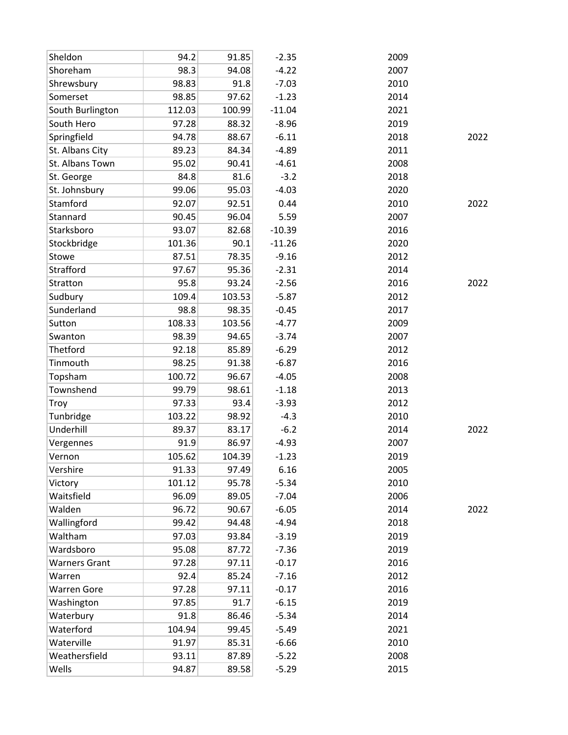| | | | | | |
|---|---|---|---|---|---|
| Sheldon | 94.2 | 91.85 | -2.35 | 2009 | |
| Shoreham | 98.3 | 94.08 | -4.22 | 2007 | |
| Shrewsbury | 98.83 | 91.8 | -7.03 | 2010 | |
| Somerset | 98.85 | 97.62 | -1.23 | 2014 | |
| South Burlington | 112.03 | 100.99 | -11.04 | 2021 | |
| South Hero | 97.28 | 88.32 | -8.96 | 2019 | |
| Springfield | 94.78 | 88.67 | -6.11 | 2018 | 2022 |
| St. Albans City | 89.23 | 84.34 | -4.89 | 2011 | |
| St. Albans Town | 95.02 | 90.41 | -4.61 | 2008 | |
| St. George | 84.8 | 81.6 | -3.2 | 2018 | |
| St. Johnsbury | 99.06 | 95.03 | -4.03 | 2020 | |
| Stamford | 92.07 | 92.51 | 0.44 | 2010 | 2022 |
| Stannard | 90.45 | 96.04 | 5.59 | 2007 | |
| Starksboro | 93.07 | 82.68 | -10.39 | 2016 | |
| Stockbridge | 101.36 | 90.1 | -11.26 | 2020 | |
| Stowe | 87.51 | 78.35 | -9.16 | 2012 | |
| Strafford | 97.67 | 95.36 | -2.31 | 2014 | |
| Stratton | 95.8 | 93.24 | -2.56 | 2016 | 2022 |
| Sudbury | 109.4 | 103.53 | -5.87 | 2012 | |
| Sunderland | 98.8 | 98.35 | -0.45 | 2017 | |
| Sutton | 108.33 | 103.56 | -4.77 | 2009 | |
| Swanton | 98.39 | 94.65 | -3.74 | 2007 | |
| Thetford | 92.18 | 85.89 | -6.29 | 2012 | |
| Tinmouth | 98.25 | 91.38 | -6.87 | 2016 | |
| Topsham | 100.72 | 96.67 | -4.05 | 2008 | |
| Townshend | 99.79 | 98.61 | -1.18 | 2013 | |
| Troy | 97.33 | 93.4 | -3.93 | 2012 | |
| Tunbridge | 103.22 | 98.92 | -4.3 | 2010 | |
| Underhill | 89.37 | 83.17 | -6.2 | 2014 | 2022 |
| Vergennes | 91.9 | 86.97 | -4.93 | 2007 | |
| Vernon | 105.62 | 104.39 | -1.23 | 2019 | |
| Vershire | 91.33 | 97.49 | 6.16 | 2005 | |
| Victory | 101.12 | 95.78 | -5.34 | 2010 | |
| Waitsfield | 96.09 | 89.05 | -7.04 | 2006 | |
| Walden | 96.72 | 90.67 | -6.05 | 2014 | 2022 |
| Wallingford | 99.42 | 94.48 | -4.94 | 2018 | |
| Waltham | 97.03 | 93.84 | -3.19 | 2019 | |
| Wardsboro | 95.08 | 87.72 | -7.36 | 2019 | |
| Warners Grant | 97.28 | 97.11 | -0.17 | 2016 | |
| Warren | 92.4 | 85.24 | -7.16 | 2012 | |
| Warren Gore | 97.28 | 97.11 | -0.17 | 2016 | |
| Washington | 97.85 | 91.7 | -6.15 | 2019 | |
| Waterbury | 91.8 | 86.46 | -5.34 | 2014 | |
| Waterford | 104.94 | 99.45 | -5.49 | 2021 | |
| Waterville | 91.97 | 85.31 | -6.66 | 2010 | |
| Weathersfield | 93.11 | 87.89 | -5.22 | 2008 | |
| Wells | 94.87 | 89.58 | -5.29 | 2015 | |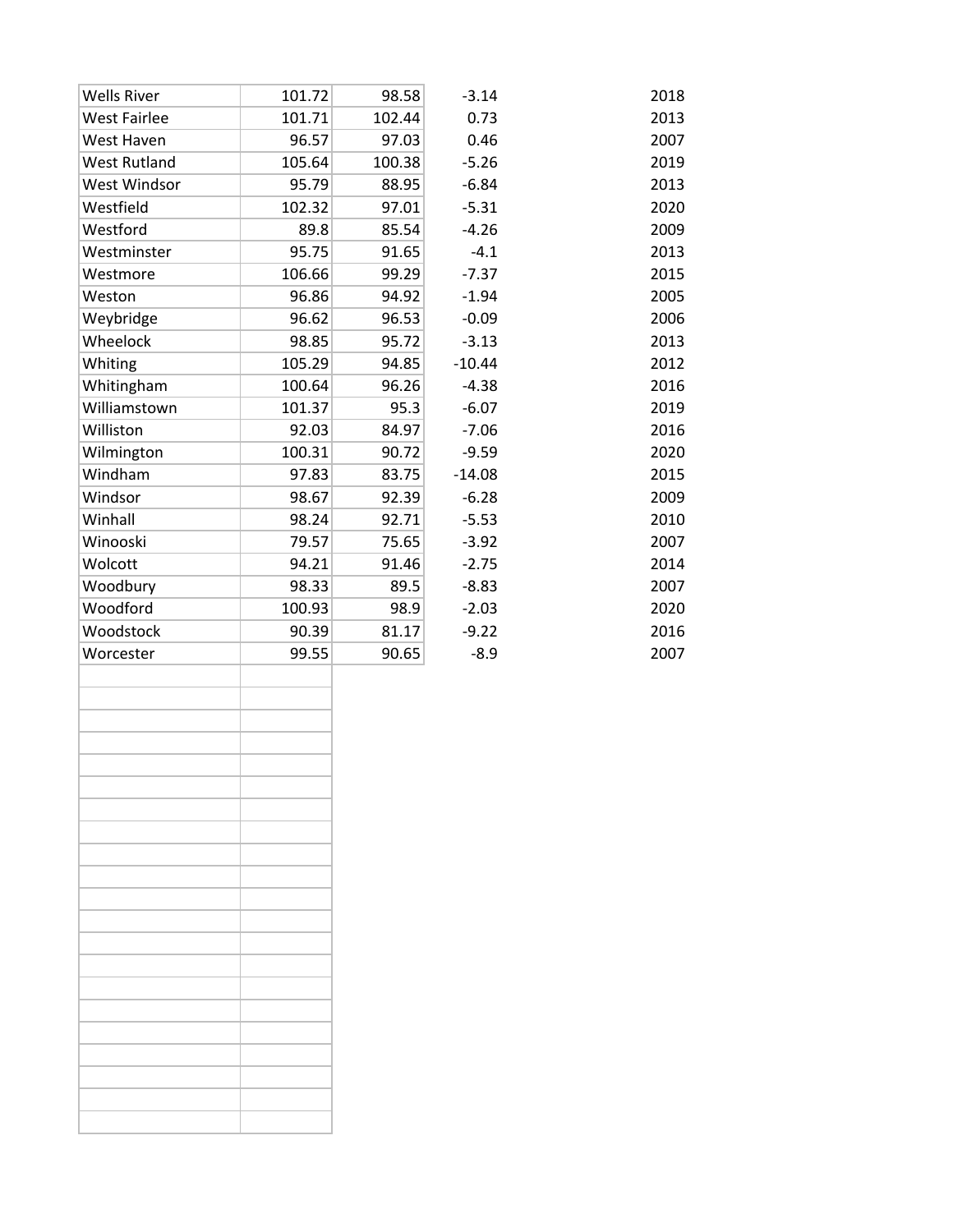| | | | | |
|---|---|---|---|---|
| Wells River | 101.72 | 98.58 | -3.14 | 2018 |
| West Fairlee | 101.71 | 102.44 | 0.73 | 2013 |
| West Haven | 96.57 | 97.03 | 0.46 | 2007 |
| West Rutland | 105.64 | 100.38 | -5.26 | 2019 |
| West Windsor | 95.79 | 88.95 | -6.84 | 2013 |
| Westfield | 102.32 | 97.01 | -5.31 | 2020 |
| Westford | 89.8 | 85.54 | -4.26 | 2009 |
| Westminster | 95.75 | 91.65 | -4.1 | 2013 |
| Westmore | 106.66 | 99.29 | -7.37 | 2015 |
| Weston | 96.86 | 94.92 | -1.94 | 2005 |
| Weybridge | 96.62 | 96.53 | -0.09 | 2006 |
| Wheelock | 98.85 | 95.72 | -3.13 | 2013 |
| Whiting | 105.29 | 94.85 | -10.44 | 2012 |
| Whitingham | 100.64 | 96.26 | -4.38 | 2016 |
| Williamstown | 101.37 | 95.3 | -6.07 | 2019 |
| Williston | 92.03 | 84.97 | -7.06 | 2016 |
| Wilmington | 100.31 | 90.72 | -9.59 | 2020 |
| Windham | 97.83 | 83.75 | -14.08 | 2015 |
| Windsor | 98.67 | 92.39 | -6.28 | 2009 |
| Winhall | 98.24 | 92.71 | -5.53 | 2010 |
| Winooski | 79.57 | 75.65 | -3.92 | 2007 |
| Wolcott | 94.21 | 91.46 | -2.75 | 2014 |
| Woodbury | 98.33 | 89.5 | -8.83 | 2007 |
| Woodford | 100.93 | 98.9 | -2.03 | 2020 |
| Woodstock | 90.39 | 81.17 | -9.22 | 2016 |
| Worcester | 99.55 | 90.65 | -8.9 | 2007 |